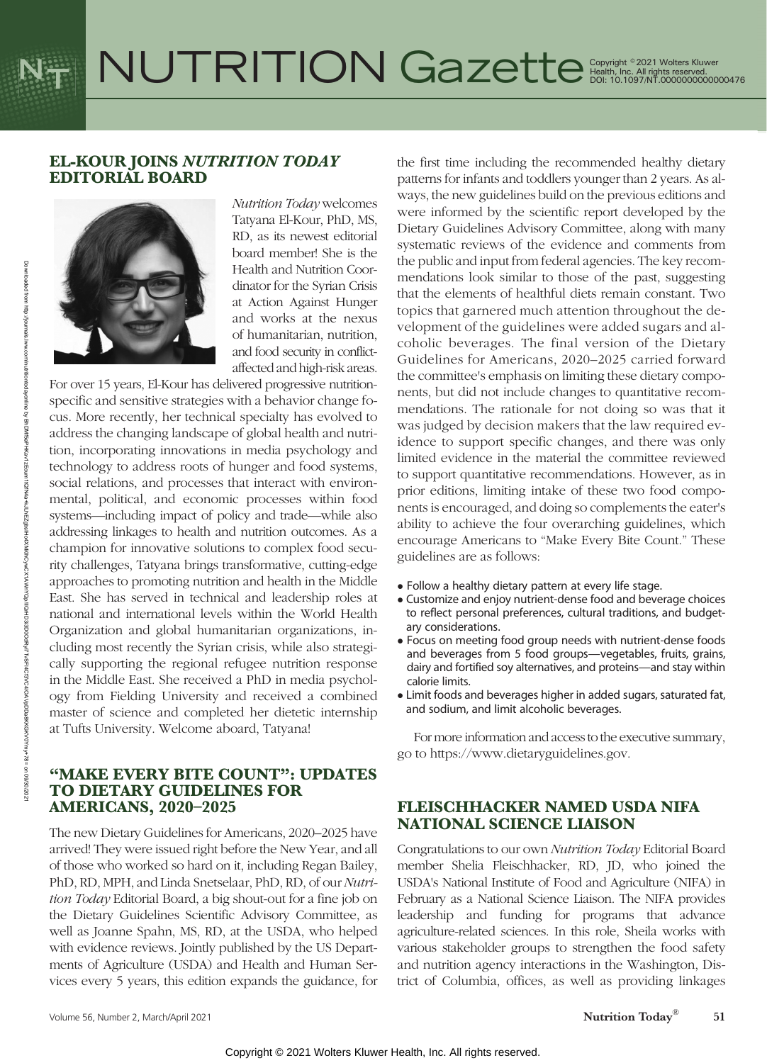# NUTRITION Gazette

## EL-KOUR JOINS *NUTRITION TODAY* EDITORIAL BOARD

*Nutrition Today* welcomes Tatyana El-Kour, PhD, MS, RD, as its newest editorial board member! She is the Health and Nutrition Coordinator for the Syrian Crisis at Action Against Hunger and works at the nexus of humanitarian, nutrition, and food security in conflict-affected and high-risk areas. For over 15 years, El-Kour has delivered progressive nutrition-specific and sensitive strategies with a behavior change focus. More recently, her technical specialty has evolved to address the changing landscape of global health and nutrition, incorporating innovations in media psychology and technology to address roots of hunger and food systems, social relations, and processes that interact with environmental, political, and economic processes within food systems—including impact of policy and trade—while also addressing linkages to health and nutrition outcomes. As a champion for innovative solutions to complex food security challenges, Tatyana brings transformative, cutting-edge approaches to promoting nutrition and health in the Middle East. She has served in technical and leadership roles at national and international levels within the World Health Organization and global humanitarian organizations, including most recently the Syrian crisis, while also strategically supporting the regional refugee nutrition response in the Middle East. She received a PhD in media psychology from Fielding University and received a combined master of science and completed her dietetic internship at Tufts University. Welcome aboard, Tatyana!

## "MAKE EVERY BITE COUNT": UPDATES TO DIETARY GUIDELINES FOR AMERICANS, 2020–2025

The new Dietary Guidelines for Americans, 2020–2025 have arrived! They were issued right before the New Year, and all of those who worked so hard on it, including Regan Bailey, PhD, RD, MPH, and Linda Snetselaar, PhD, RD, of our *Nutrition Today* Editorial Board, a big shout-out for a fine job on the Dietary Guidelines Scientific Advisory Committee, as well as Joanne Spahn, MS, RD, at the USDA, who helped with evidence reviews. Jointly published by the US Departments of Agriculture (USDA) and Health and Human Services every 5 years, this edition expands the guidance, for the first time including the recommended healthy dietary patterns for infants and toddlers younger than 2 years. As always, the new guidelines build on the previous editions and were informed by the scientific report developed by the Dietary Guidelines Advisory Committee, along with many systematic reviews of the evidence and comments from the public and input from federal agencies. The key recommendations look similar to those of the past, suggesting that the elements of healthful diets remain constant. Two topics that garnered much attention throughout the development of the guidelines were added sugars and alcoholic beverages. The final version of the Dietary Guidelines for Americans, 2020–2025 carried forward the committee's emphasis on limiting these dietary components, but did not include changes to quantitative recommendations. The rationale for not doing so was that it was judged by decision makers that the law required evidence to support specific changes, and there was only limited evidence in the material the committee reviewed to support quantitative recommendations. However, as in prior editions, limiting intake of these two food components is encouraged, and doing so complements the eater's ability to achieve the four overarching guidelines, which encourage Americans to "Make Every Bite Count." These guidelines are as follows:

- Follow a healthy dietary pattern at every life stage.
- Customize and enjoy nutrient-dense food and beverage choices to reflect personal preferences, cultural traditions, and budgetary considerations.
- Focus on meeting food group needs with nutrient-dense foods and beverages from 5 food groups—vegetables, fruits, grains, dairy and fortified soy alternatives, and proteins—and stay within calorie limits.
- Limit foods and beverages higher in added sugars, saturated fat, and sodium, and limit alcoholic beverages.

For more information and access to the executive summary, go to https://www.dietaryguidelines.gov.

## FLEISCHHACKER NAMED USDA NIFA NATIONAL SCIENCE LIAISON

Congratulations to our own *Nutrition Today* Editorial Board member Shelia Fleischhacker, RD, JD, who joined the USDA's National Institute of Food and Agriculture (NIFA) in February as a National Science Liaison. The NIFA provides leadership and funding for programs that advance agriculture-related sciences. In this role, Sheila works with various stakeholder groups to strengthen the food safety and nutrition agency interactions in the Washington, District of Columbia, offices, as well as providing linkages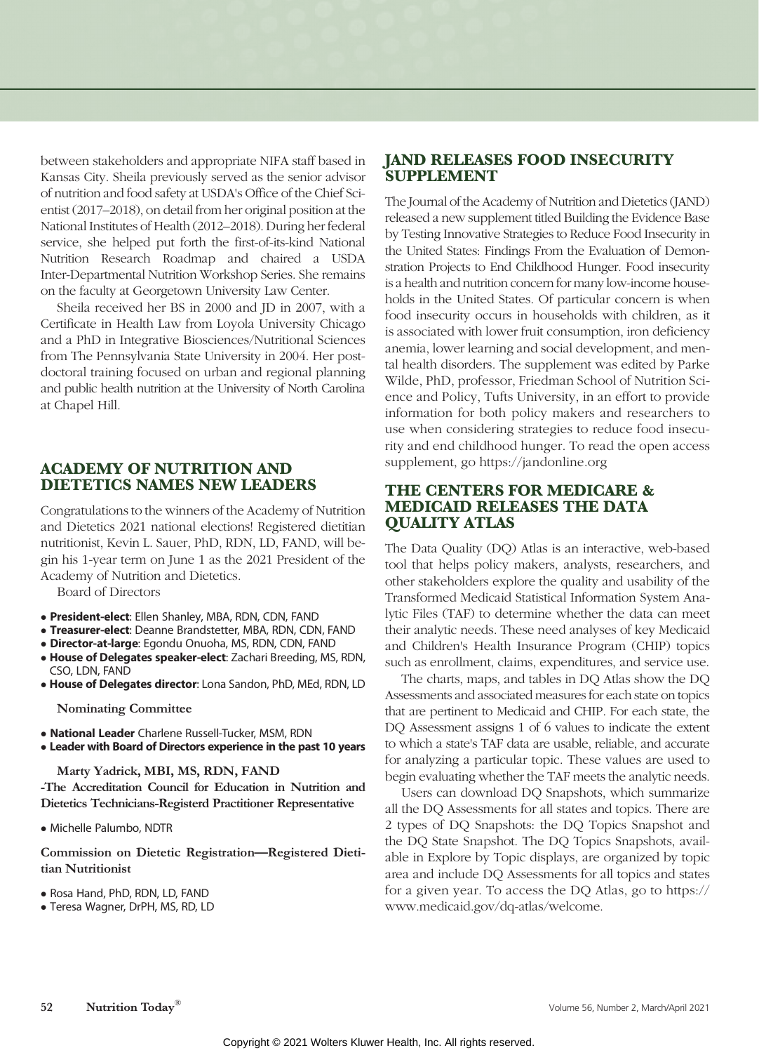between stakeholders and appropriate NIFA staff based in Kansas City. Sheila previously served as the senior advisor of nutrition and food safety at USDA's Office of the Chief Scientist (2017–2018), on detail from her original position at the National Institutes of Health (2012–2018). During her federal service, she helped put forth the first-of-its-kind National Nutrition Research Roadmap and chaired a USDA Inter-Departmental Nutrition Workshop Series. She remains on the faculty at Georgetown University Law Center.

Sheila received her BS in 2000 and JD in 2007, with a Certificate in Health Law from Loyola University Chicago and a PhD in Integrative Biosciences/Nutritional Sciences from The Pennsylvania State University in 2004. Her postdoctoral training focused on urban and regional planning and public health nutrition at the University of North Carolina at Chapel Hill.

## ACADEMY OF NUTRITION AND DIETETICS NAMES NEW LEADERS

Congratulations to the winners of the Academy of Nutrition and Dietetics 2021 national elections! Registered dietitian nutritionist, Kevin L. Sauer, PhD, RDN, LD, FAND, will begin his 1-year term on June 1 as the 2021 President of the Academy of Nutrition and Dietetics.

Board of Directors

- **President-elect**: Ellen Shanley, MBA, RDN, CDN, FAND
- **Treasurer-elect**: Deanne Brandstetter, MBA, RDN, CDN, FAND
- **Director-at-large**: Egondu Onuoha, MS, RDN, CDN, FAND
- **House of Delegates speaker-elect**: Zachari Breeding, MS, RDN, CSO, LDN, FAND
- **House of Delegates director**: Lona Sandon, PhD, MEd, RDN, LD

**Nominating Committee**

- **National Leader** Charlene Russell-Tucker, MSM, RDN
- **Leader with Board of Directors experience in the past 10 years**

**Marty Yadrick, MBI, MS, RDN, FAND**

**-The Accreditation Council for Education in Nutrition and Dietetics Technicians-Registerd Practitioner Representative**

- Michelle Palumbo, NDTR

**Commission on Dietetic Registration—Registered Dietitian Nutritionist**

- Rosa Hand, PhD, RDN, LD, FAND
- Teresa Wagner, DrPH, MS, RD, LD

## JAND RELEASES FOOD INSECURITY SUPPLEMENT

The Journal of the Academy of Nutrition and Dietetics (JAND) released a new supplement titled Building the Evidence Base by Testing Innovative Strategies to Reduce Food Insecurity in the United States: Findings From the Evaluation of Demonstration Projects to End Childhood Hunger. Food insecurity is a health and nutrition concern for many low-income households in the United States. Of particular concern is when food insecurity occurs in households with children, as it is associated with lower fruit consumption, iron deficiency anemia, lower learning and social development, and mental health disorders. The supplement was edited by Parke Wilde, PhD, professor, Friedman School of Nutrition Science and Policy, Tufts University, in an effort to provide information for both policy makers and researchers to use when considering strategies to reduce food insecurity and end childhood hunger. To read the open access supplement, go https://jandonline.org

## THE CENTERS FOR MEDICARE & MEDICAID RELEASES THE DATA QUALITY ATLAS

The Data Quality (DQ) Atlas is an interactive, web-based tool that helps policy makers, analysts, researchers, and other stakeholders explore the quality and usability of the Transformed Medicaid Statistical Information System Analytic Files (TAF) to determine whether the data can meet their analytic needs. These need analyses of key Medicaid and Children's Health Insurance Program (CHIP) topics such as enrollment, claims, expenditures, and service use.

The charts, maps, and tables in DQ Atlas show the DQ Assessments and associated measures for each state on topics that are pertinent to Medicaid and CHIP. For each state, the DQ Assessment assigns 1 of 6 values to indicate the extent to which a state's TAF data are usable, reliable, and accurate for analyzing a particular topic. These values are used to begin evaluating whether the TAF meets the analytic needs.

Users can download DQ Snapshots, which summarize all the DQ Assessments for all states and topics. There are 2 types of DQ Snapshots: the DQ Topics Snapshot and the DQ State Snapshot. The DQ Topics Snapshots, available in Explore by Topic displays, are organized by topic area and include DQ Assessments for all topics and states for a given year. To access the DQ Atlas, go to https://www.medicaid.gov/dq-atlas/welcome.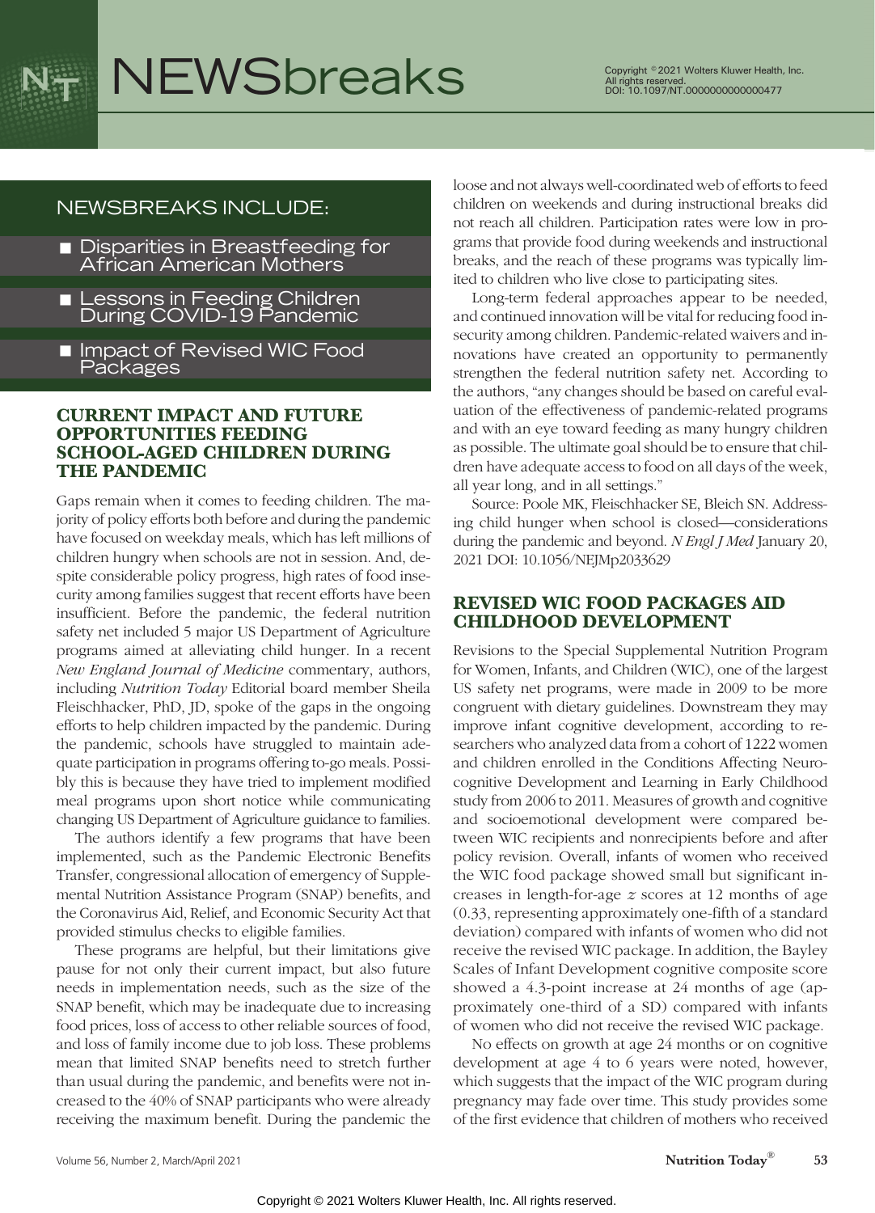# NEWSbreaks

## NEWSBREAKS INCLUDE:

- Disparities in Breastfeeding for African American Mothers
- Lessons in Feeding Children During COVID-19 Pandemic
- Impact of Revised WIC Food Packages

## CURRENT IMPACT AND FUTURE OPPORTUNITIES FEEDING SCHOOL-AGED CHILDREN DURING THE PANDEMIC

Gaps remain when it comes to feeding children. The majority of policy efforts both before and during the pandemic have focused on weekday meals, which has left millions of children hungry when schools are not in session. And, despite considerable policy progress, high rates of food insecurity among families suggest that recent efforts have been insufficient. Before the pandemic, the federal nutrition safety net included 5 major US Department of Agriculture programs aimed at alleviating child hunger. In a recent *New England Journal of Medicine* commentary, authors, including *Nutrition Today* Editorial board member Sheila Fleischhacker, PhD, JD, spoke of the gaps in the ongoing efforts to help children impacted by the pandemic. During the pandemic, schools have struggled to maintain adequate participation in programs offering to-go meals. Possibly this is because they have tried to implement modified meal programs upon short notice while communicating changing US Department of Agriculture guidance to families.

The authors identify a few programs that have been implemented, such as the Pandemic Electronic Benefits Transfer, congressional allocation of emergency of Supplemental Nutrition Assistance Program (SNAP) benefits, and the Coronavirus Aid, Relief, and Economic Security Act that provided stimulus checks to eligible families.

These programs are helpful, but their limitations give pause for not only their current impact, but also future needs in implementation needs, such as the size of the SNAP benefit, which may be inadequate due to increasing food prices, loss of access to other reliable sources of food, and loss of family income due to job loss. These problems mean that limited SNAP benefits need to stretch further than usual during the pandemic, and benefits were not increased to the 40% of SNAP participants who were already receiving the maximum benefit. During the pandemic the loose and not always well-coordinated web of efforts to feed children on weekends and during instructional breaks did not reach all children. Participation rates were low in programs that provide food during weekends and instructional breaks, and the reach of these programs was typically limited to children who live close to participating sites.

Long-term federal approaches appear to be needed, and continued innovation will be vital for reducing food insecurity among children. Pandemic-related waivers and innovations have created an opportunity to permanently strengthen the federal nutrition safety net. According to the authors, "any changes should be based on careful evaluation of the effectiveness of pandemic-related programs and with an eye toward feeding as many hungry children as possible. The ultimate goal should be to ensure that children have adequate access to food on all days of the week, all year long, and in all settings."

Source: Poole MK, Fleischhacker SE, Bleich SN. Addressing child hunger when school is closed—considerations during the pandemic and beyond. *N Engl J Med* January 20, 2021 DOI: 10.1056/NEJMp2033629

## REVISED WIC FOOD PACKAGES AID CHILDHOOD DEVELOPMENT

Revisions to the Special Supplemental Nutrition Program for Women, Infants, and Children (WIC), one of the largest US safety net programs, were made in 2009 to be more congruent with dietary guidelines. Downstream they may improve infant cognitive development, according to researchers who analyzed data from a cohort of 1222 women and children enrolled in the Conditions Affecting Neurocognitive Development and Learning in Early Childhood study from 2006 to 2011. Measures of growth and cognitive and socioemotional development were compared between WIC recipients and nonrecipients before and after policy revision. Overall, infants of women who received the WIC food package showed small but significant increases in length-for-age $z$ scores at 12 months of age (0.33, representing approximately one-fifth of a standard deviation) compared with infants of women who did not receive the revised WIC package. In addition, the Bayley Scales of Infant Development cognitive composite score showed a 4.3-point increase at 24 months of age (approximately one-third of a SD) compared with infants of women who did not receive the revised WIC package.

No effects on growth at age 24 months or on cognitive development at age 4 to 6 years were noted, however, which suggests that the impact of the WIC program during pregnancy may fade over time. This study provides some of the first evidence that children of mothers who received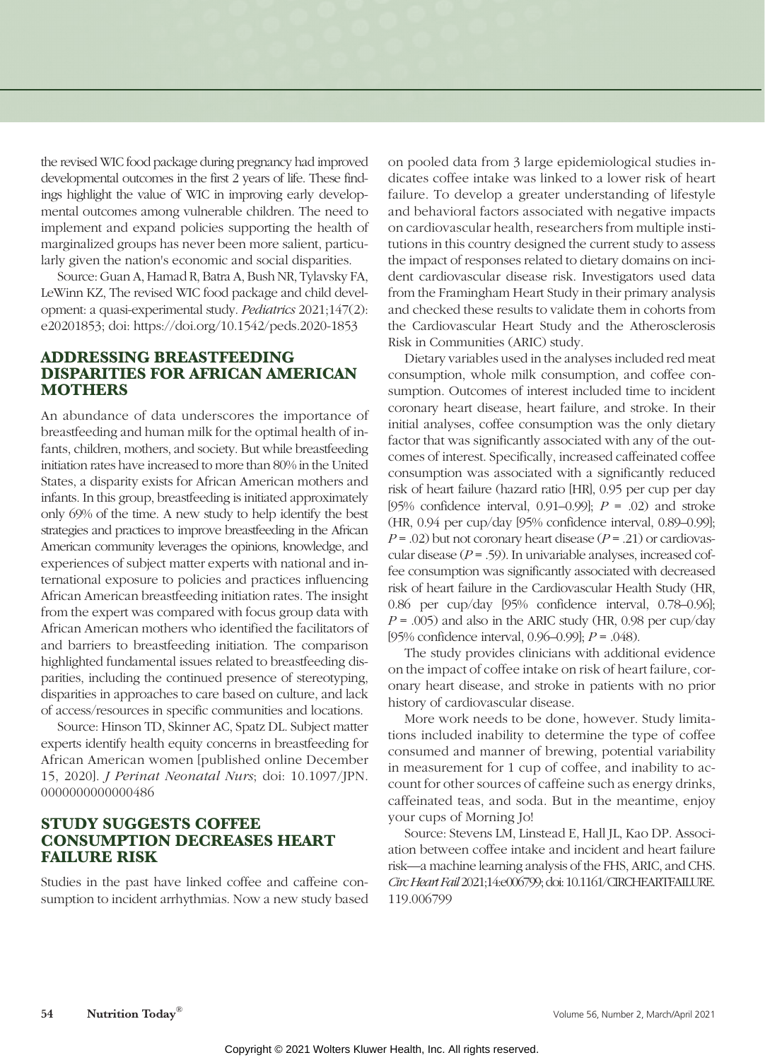the revised WIC food package during pregnancy had improved developmental outcomes in the first 2 years of life. These findings highlight the value of WIC in improving early developmental outcomes among vulnerable children. The need to implement and expand policies supporting the health of marginalized groups has never been more salient, particularly given the nation's economic and social disparities.

Source: Guan A, Hamad R, Batra A, Bush NR, Tylavsky FA, LeWinn KZ, The revised WIC food package and child development: a quasi-experimental study. *Pediatrics* 2021;147(2): e20201853; doi: https://doi.org/10.1542/peds.2020-1853

## ADDRESSING BREASTFEEDING DISPARITIES FOR AFRICAN AMERICAN MOTHERS

An abundance of data underscores the importance of breastfeeding and human milk for the optimal health of infants, children, mothers, and society. But while breastfeeding initiation rates have increased to more than 80% in the United States, a disparity exists for African American mothers and infants. In this group, breastfeeding is initiated approximately only 69% of the time. A new study to help identify the best strategies and practices to improve breastfeeding in the African American community leverages the opinions, knowledge, and experiences of subject matter experts with national and international exposure to policies and practices influencing African American breastfeeding initiation rates. The insight from the expert was compared with focus group data with African American mothers who identified the facilitators of and barriers to breastfeeding initiation. The comparison highlighted fundamental issues related to breastfeeding disparities, including the continued presence of stereotyping, disparities in approaches to care based on culture, and lack of access/resources in specific communities and locations.

Source: Hinson TD, Skinner AC, Spatz DL. Subject matter experts identify health equity concerns in breastfeeding for African American women [published online December 15, 2020]. *J Perinat Neonatal Nurs*; doi: 10.1097/JPN.0000000000000486

## STUDY SUGGESTS COFFEE CONSUMPTION DECREASES HEART FAILURE RISK

Studies in the past have linked coffee and caffeine consumption to incident arrhythmias. Now a new study based on pooled data from 3 large epidemiological studies indicates coffee intake was linked to a lower risk of heart failure. To develop a greater understanding of lifestyle and behavioral factors associated with negative impacts on cardiovascular health, researchers from multiple institutions in this country designed the current study to assess the impact of responses related to dietary domains on incident cardiovascular disease risk. Investigators used data from the Framingham Heart Study in their primary analysis and checked these results to validate them in cohorts from the Cardiovascular Heart Study and the Atherosclerosis Risk in Communities (ARIC) study.

Dietary variables used in the analyses included red meat consumption, whole milk consumption, and coffee consumption. Outcomes of interest included time to incident coronary heart disease, heart failure, and stroke. In their initial analyses, coffee consumption was the only dietary factor that was significantly associated with any of the outcomes of interest. Specifically, increased caffeinated coffee consumption was associated with a significantly reduced risk of heart failure (hazard ratio [HR], 0.95 per cup per day [95% confidence interval, 0.91–0.99]; $P$ = .02) and stroke (HR, 0.94 per cup/day [95% confidence interval, 0.89–0.99]; $P$ = .02) but not coronary heart disease ($P$ = .21) or cardiovascular disease ($P$ = .59). In univariable analyses, increased coffee consumption was significantly associated with decreased risk of heart failure in the Cardiovascular Health Study (HR, 0.86 per cup/day [95% confidence interval, 0.78–0.96]; $P$ = .005) and also in the ARIC study (HR, 0.98 per cup/day [95% confidence interval, 0.96–0.99]; $P$ = .048).

The study provides clinicians with additional evidence on the impact of coffee intake on risk of heart failure, coronary heart disease, and stroke in patients with no prior history of cardiovascular disease.

More work needs to be done, however. Study limitations included inability to determine the type of coffee consumed and manner of brewing, potential variability in measurement for 1 cup of coffee, and inability to account for other sources of caffeine such as energy drinks, caffeinated teas, and soda. But in the meantime, enjoy your cups of Morning Jo!

Source: Stevens LM, Linstead E, Hall JL, Kao DP. Association between coffee intake and incident and heart failure risk—a machine learning analysis of the FHS, ARIC, and CHS. *Circ Heart Fail* 2021;14:e006799; doi: 10.1161/CIRCHEARTFAILURE.119.006799